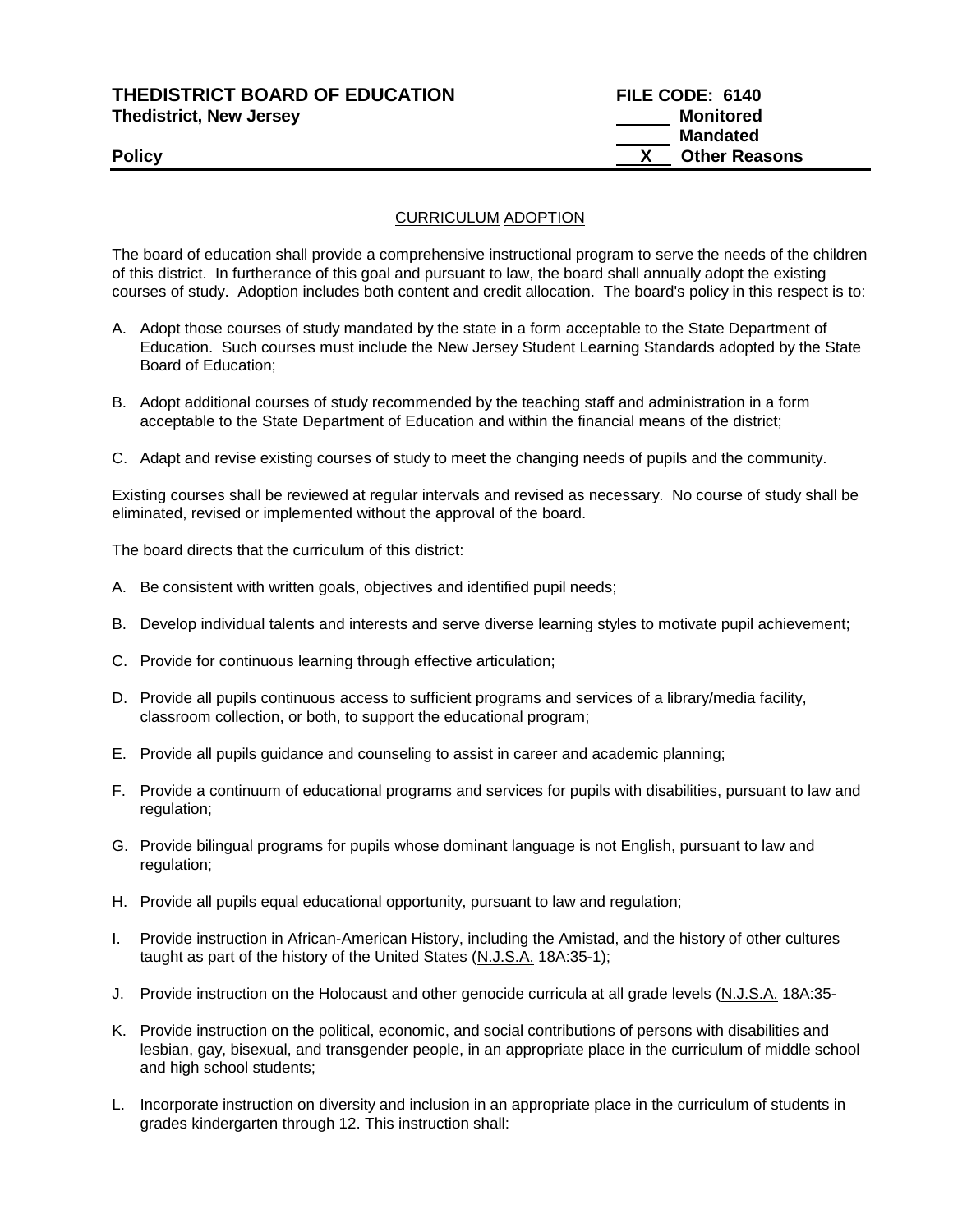**THEDISTRICT BOARD OF EDUCATION** **FILE CODE: 6140**
**Thedistrict, New Jersey**

_____ **Monitored**
_____ **Mandated**
**Policy** __X__ **Other Reasons**

## CURRICULUM ADOPTION

The board of education shall provide a comprehensive instructional program to serve the needs of the children of this district. In furtherance of this goal and pursuant to law, the board shall annually adopt the existing courses of study. Adoption includes both content and credit allocation. The board's policy in this respect is to:

A. Adopt those courses of study mandated by the state in a form acceptable to the State Department of Education. Such courses must include the New Jersey Student Learning Standards adopted by the State Board of Education;

B. Adopt additional courses of study recommended by the teaching staff and administration in a form acceptable to the State Department of Education and within the financial means of the district;

C. Adapt and revise existing courses of study to meet the changing needs of pupils and the community.

Existing courses shall be reviewed at regular intervals and revised as necessary. No course of study shall be eliminated, revised or implemented without the approval of the board.

The board directs that the curriculum of this district:

A. Be consistent with written goals, objectives and identified pupil needs;

B. Develop individual talents and interests and serve diverse learning styles to motivate pupil achievement;

C. Provide for continuous learning through effective articulation;

D. Provide all pupils continuous access to sufficient programs and services of a library/media facility, classroom collection, or both, to support the educational program;

E. Provide all pupils guidance and counseling to assist in career and academic planning;

F. Provide a continuum of educational programs and services for pupils with disabilities, pursuant to law and regulation;

G. Provide bilingual programs for pupils whose dominant language is not English, pursuant to law and regulation;

H. Provide all pupils equal educational opportunity, pursuant to law and regulation;

I. Provide instruction in African-American History, including the Amistad, and the history of other cultures taught as part of the history of the United States (N.J.S.A. 18A:35-1);

J. Provide instruction on the Holocaust and other genocide curricula at all grade levels (N.J.S.A. 18A:35-

K. Provide instruction on the political, economic, and social contributions of persons with disabilities and lesbian, gay, bisexual, and transgender people, in an appropriate place in the curriculum of middle school and high school students;

L. Incorporate instruction on diversity and inclusion in an appropriate place in the curriculum of students in grades kindergarten through 12. This instruction shall: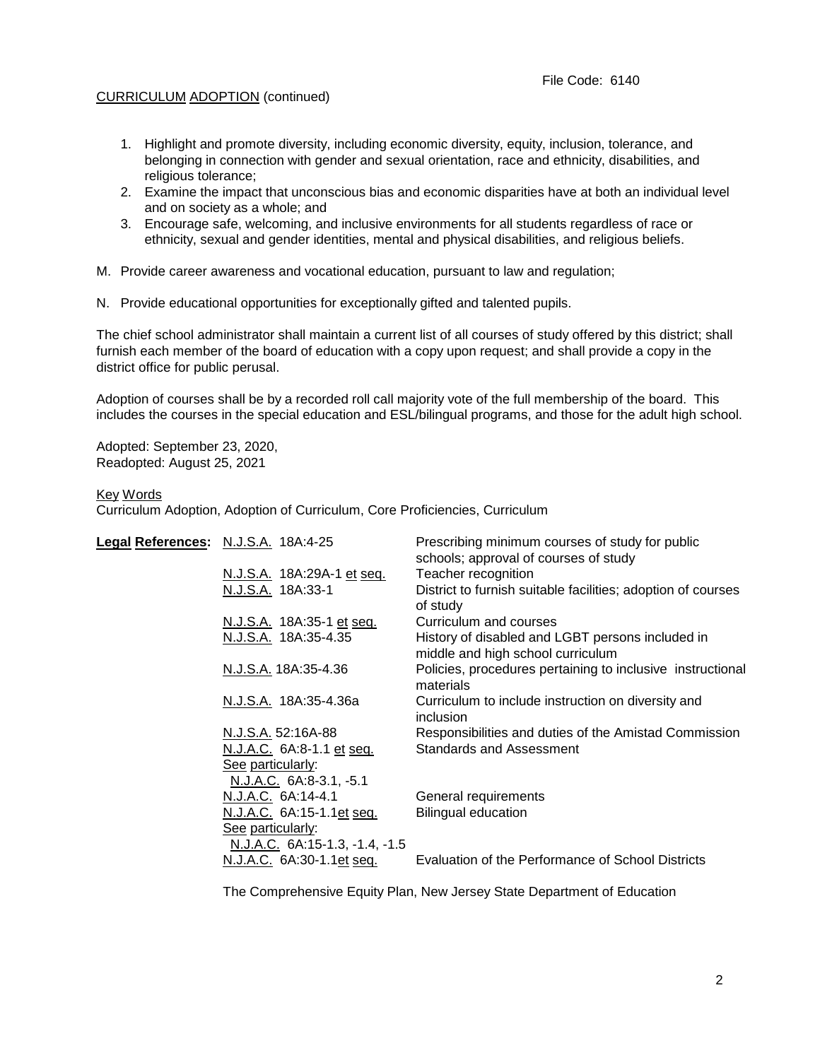CURRICULUM ADOPTION (continued)

1. Highlight and promote diversity, including economic diversity, equity, inclusion, tolerance, and belonging in connection with gender and sexual orientation, race and ethnicity, disabilities, and religious tolerance;
2. Examine the impact that unconscious bias and economic disparities have at both an individual level and on society as a whole; and
3. Encourage safe, welcoming, and inclusive environments for all students regardless of race or ethnicity, sexual and gender identities, mental and physical disabilities, and religious beliefs.

M. Provide career awareness and vocational education, pursuant to law and regulation;

N. Provide educational opportunities for exceptionally gifted and talented pupils.

The chief school administrator shall maintain a current list of all courses of study offered by this district; shall furnish each member of the board of education with a copy upon request; and shall provide a copy in the district office for public perusal.

Adoption of courses shall be by a recorded roll call majority vote of the full membership of the board. This includes the courses in the special education and ESL/bilingual programs, and those for the adult high school.

Adopted: September 23, 2020,
Readopted: August 25, 2021

Key Words

Curriculum Adoption, Adoption of Curriculum, Core Proficiencies, Curriculum

| **Legal References:** | | |
|---|---|---|
| | N.J.S.A. 18A:4-25 | Prescribing minimum courses of study for public schools; approval of courses of study |
| | N.J.S.A. 18A:29A-1 et seq. | Teacher recognition |
| | N.J.S.A. 18A:33-1 | District to furnish suitable facilities; adoption of courses of study |
| | N.J.S.A. 18A:35-1 et seq. | Curriculum and courses |
| | N.J.S.A. 18A:35-4.35 | History of disabled and LGBT persons included in middle and high school curriculum |
| | N.J.S.A. 18A:35-4.36 | Policies, procedures pertaining to inclusive instructional materials |
| | N.J.S.A. 18A:35-4.36a | Curriculum to include instruction on diversity and inclusion |
| | N.J.S.A. 52:16A-88 | Responsibilities and duties of the Amistad Commission |
| | N.J.A.C. 6A:8-1.1 et seq. | Standards and Assessment |
| | See particularly: N.J.A.C. 6A:8-3.1, -5.1 | |
| | N.J.A.C. 6A:14-4.1 | General requirements |
| | N.J.A.C. 6A:15-1.1et seq. | Bilingual education |
| | See particularly: N.J.A.C. 6A:15-1.3, -1.4, -1.5 | |
| | N.J.A.C. 6A:30-1.1et seq. | Evaluation of the Performance of School Districts |

The Comprehensive Equity Plan, New Jersey State Department of Education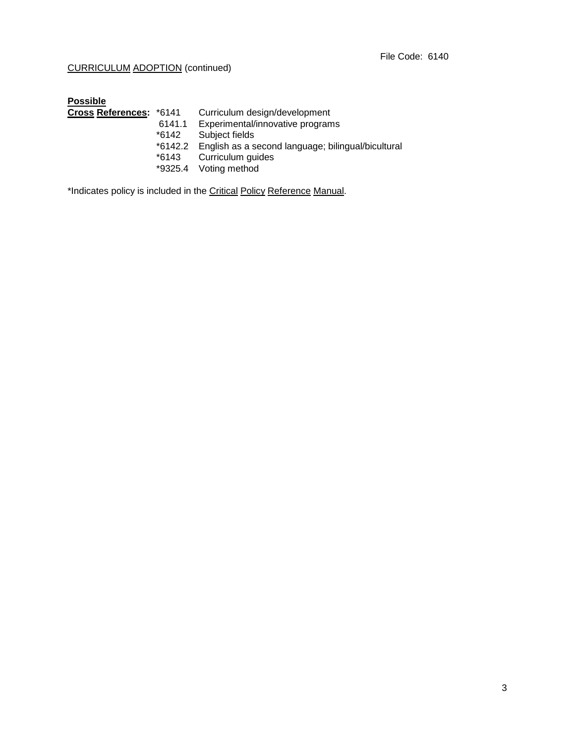CURRICULUM ADOPTION (continued)

**Possible**
**Cross References:**

| | |
|---|---|
| *6141 | Curriculum design/development |
| 6141.1 | Experimental/innovative programs |
| *6142 | Subject fields |
| *6142.2 | English as a second language; bilingual/bicultural |
| *6143 | Curriculum guides |
| *9325.4 | Voting method |

*Indicates policy is included in the Critical Policy Reference Manual.